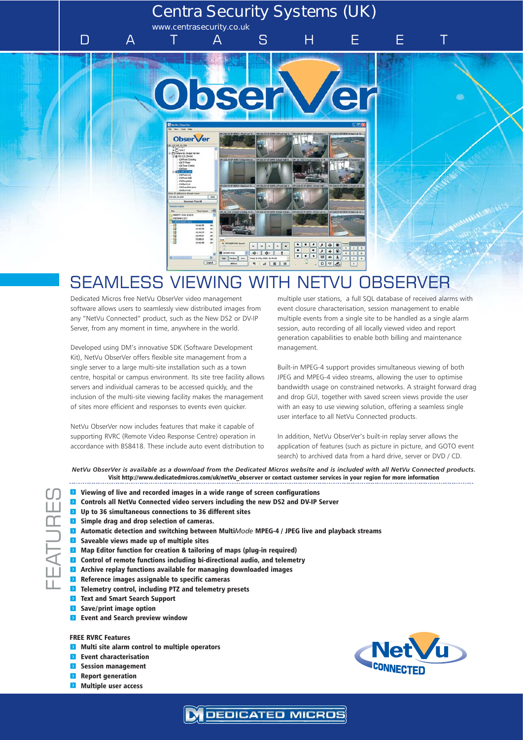# Centra Security Systems (UK)

www.centrasecurity.co.uk

DATASHEET

# ObserVer

## SEAMLESS VIEWING WITH NETVU OBSERVER

Dedicated Micros free NetVu ObserVer video management software allows users to seamlessly view distributed images from any "NetVu Connected" product, such as the New DS2 or DV-IP Server, from any moment in time, anywhere in the world.

Developed using DM's innovative SDK (Software Development Kit), NetVu ObserVer offers flexible site management from a single server to a large multi-site installation such as a town centre, hospital or campus environment. Its site tree facility allows servers and individual cameras to be accessed quickly, and the inclusion of the multi-site viewing facility makes the management of sites more efficient and responses to events even quicker.

NetVu ObserVer now includes features that make it capable of supporting RVRC (Remote Video Response Centre) operation in accordance with BS8418. These include auto event distribution to multiple user stations, a full SQL database of received alarms with event closure characterisation, session management to enable multiple events from a single site to be handled as a single alarm session, auto recording of all locally viewed video and report generation capabilities to enable both billing and maintenance management.

Built-in MPEG-4 support provides simultaneous viewing of both JPEG and MPEG-4 video streams, allowing the user to optimise bandwidth usage on constrained networks. A straight forward drag and drop GUI, together with saved screen views provide the user with an easy to use viewing solution, offering a seamless single user interface to all NetVu Connected products.

In addition, NetVu ObserVer's built-in replay server allows the application of features (such as picture in picture, and GOTO event search) to archived data from a hard drive, server or DVD / CD.

*NetVu ObserVer is available as a download from the Dedicated Micros website and is included with all NetVu Connected products.*
**Visit http://www.dedicatedmicros.com/uk/netVu_observer or contact customer services in your region for more information**

## FEATURES

- **Viewing of live and recorded images in a wide range of screen configurations**
- **Controls all NetVu Connected video servers including the new DS2 and DV-IP Server**
- **Up to 36 simultaneous connections to 36 different sites**
- **Simple drag and drop selection of cameras.**
- **Automatic detection and switching between Multi*Mode* MPEG-4 / JPEG live and playback streams**
- **Saveable views made up of multiple sites**
- **Map Editor function for creation & tailoring of maps (plug-in required)**
- **Control of remote functions including bi-directional audio, and telemetry**
- **Archive replay functions available for managing downloaded images**
- **Reference images assignable to specific cameras**
- **Telemetry control, including PTZ and telemetry presets**
- **Text and Smart Search Support**
- **Save/print image option**
- **Event and Search preview window**

**FREE RVRC Features**

- **Multi site alarm control to multiple operators**
- **Event characterisation**
- **Session management**
- **Report generation**
- **Multiple user access**

NetVu CONNECTED

DEDICATED MICROS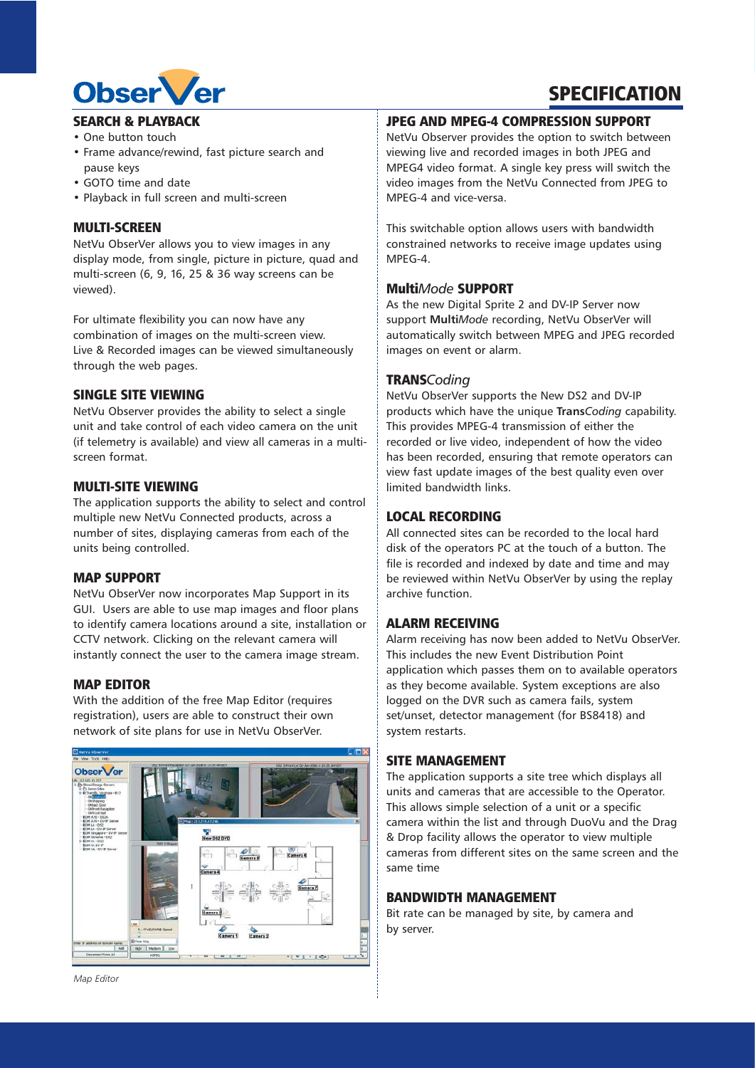# SPECIFICATION

## SEARCH & PLAYBACK

- One button touch
- Frame advance/rewind, fast picture search and pause keys
- GOTO time and date
- Playback in full screen and multi-screen

## MULTI-SCREEN

NetVu ObserVer allows you to view images in any display mode, from single, picture in picture, quad and multi-screen (6, 9, 16, 25 & 36 way screens can be viewed).

For ultimate flexibility you can now have any combination of images on the multi-screen view. Live & Recorded images can be viewed simultaneously through the web pages.

## SINGLE SITE VIEWING

NetVu Observer provides the ability to select a single unit and take control of each video camera on the unit (if telemetry is available) and view all cameras in a multi-screen format.

## MULTI-SITE VIEWING

The application supports the ability to select and control multiple new NetVu Connected products, across a number of sites, displaying cameras from each of the units being controlled.

## MAP SUPPORT

NetVu ObserVer now incorporates Map Support in its GUI. Users are able to use map images and floor plans to identify camera locations around a site, installation or CCTV network. Clicking on the relevant camera will instantly connect the user to the camera image stream.

## MAP EDITOR

With the addition of the free Map Editor (requires registration), users are able to construct their own network of site plans for use in NetVu ObserVer.

*Map Editor*

## JPEG AND MPEG-4 COMPRESSION SUPPORT

NetVu Observer provides the option to switch between viewing live and recorded images in both JPEG and MPEG4 video format. A single key press will switch the video images from the NetVu Connected from JPEG to MPEG-4 and vice-versa.

This switchable option allows users with bandwidth constrained networks to receive image updates using MPEG-4.

## **Multi***Mode* SUPPORT

As the new Digital Sprite 2 and DV-IP Server now support **Multi***Mode* recording, NetVu ObserVer will automatically switch between MPEG and JPEG recorded images on event or alarm.

## **TRANS***Coding*

NetVu ObserVer supports the New DS2 and DV-IP products which have the unique **Trans***Coding* capability. This provides MPEG-4 transmission of either the recorded or live video, independent of how the video has been recorded, ensuring that remote operators can view fast update images of the best quality even over limited bandwidth links.

## LOCAL RECORDING

All connected sites can be recorded to the local hard disk of the operators PC at the touch of a button. The file is recorded and indexed by date and time and may be reviewed within NetVu ObserVer by using the replay archive function.

## ALARM RECEIVING

Alarm receiving has now been added to NetVu ObserVer. This includes the new Event Distribution Point application which passes them on to available operators as they become available. System exceptions are also logged on the DVR such as camera fails, system set/unset, detector management (for BS8418) and system restarts.

## SITE MANAGEMENT

The application supports a site tree which displays all units and cameras that are accessible to the Operator. This allows simple selection of a unit or a specific camera within the list and through DuoVu and the Drag & Drop facility allows the operator to view multiple cameras from different sites on the same screen and the same time

## BANDWIDTH MANAGEMENT

Bit rate can be managed by site, by camera and by server.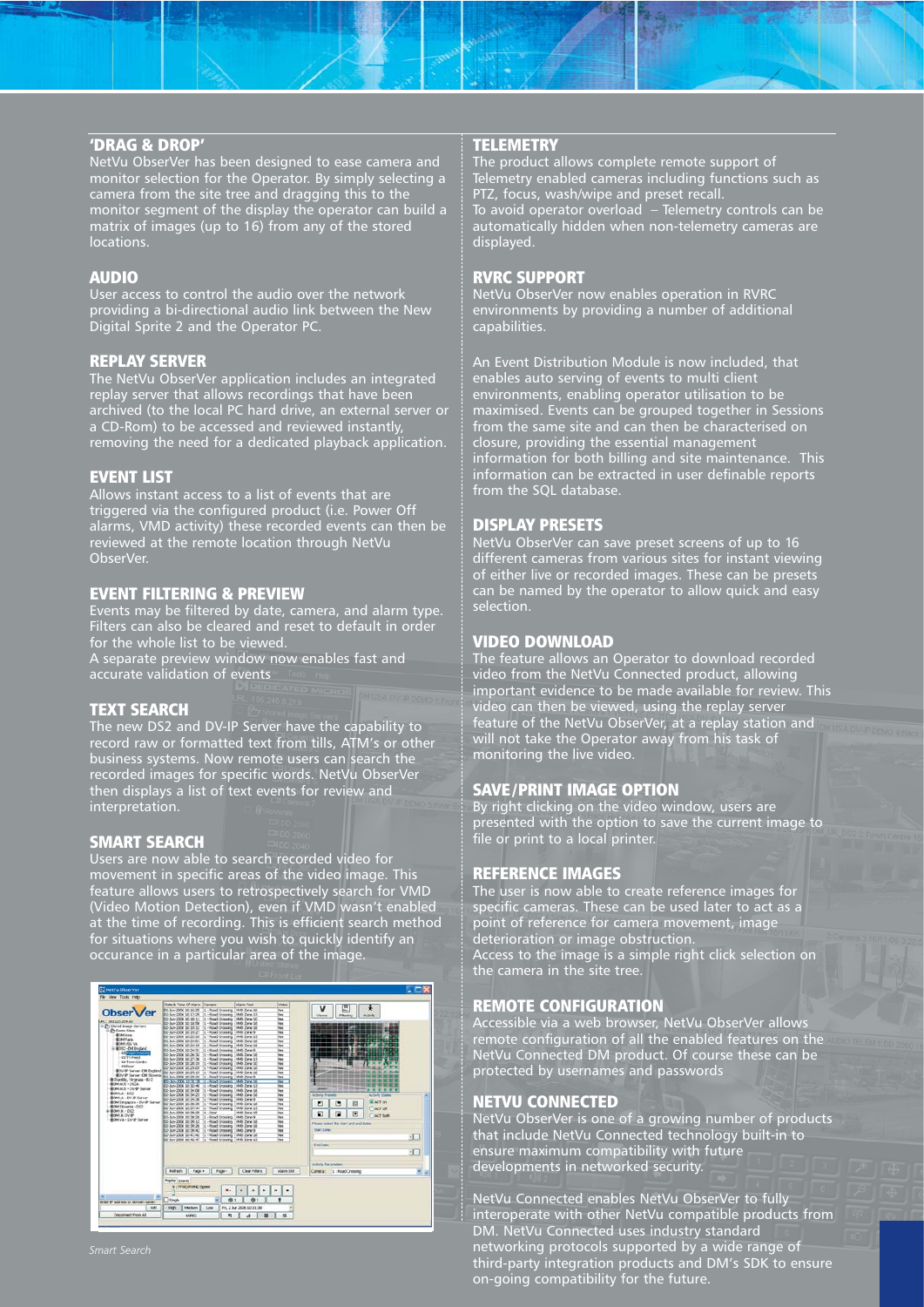## 'DRAG & DROP'

NetVu ObserVer has been designed to ease camera and monitor selection for the Operator. By simply selecting a camera from the site tree and dragging this to the monitor segment of the display the operator can build a matrix of images (up to 16) from any of the stored locations.

## AUDIO

User access to control the audio over the network providing a bi-directional audio link between the New Digital Sprite 2 and the Operator PC.

## REPLAY SERVER

The NetVu ObserVer application includes an integrated replay server that allows recordings that have been archived (to the local PC hard drive, an external server or a CD-Rom) to be accessed and reviewed instantly, removing the need for a dedicated playback application.

## EVENT LIST

Allows instant access to a list of events that are triggered via the configured product (i.e. Power Off alarms, VMD activity) these recorded events can then be reviewed at the remote location through NetVu ObserVer.

## EVENT FILTERING & PREVIEW

Events may be filtered by date, camera, and alarm type. Filters can also be cleared and reset to default in order for the whole list to be viewed.
A separate preview window now enables fast and accurate validation of events

## TEXT SEARCH

The new DS2 and DV-IP Server have the capability to record raw or formatted text from tills, ATM's or other business systems. Now remote users can search the recorded images for specific words. NetVu ObserVer then displays a list of text events for review and interpretation.

## SMART SEARCH

Users are now able to search recorded video for movement in specific areas of the video image. This feature allows users to retrospectively search for VMD (Video Motion Detection), even if VMD wasn't enabled at the time of recording. This is efficient search method for situations where you wish to quickly identify an occurance in a particular area of the image.

*Smart Search*

## TELEMETRY

The product allows complete remote support of Telemetry enabled cameras including functions such as PTZ, focus, wash/wipe and preset recall.
To avoid operator overload – Telemetry controls can be automatically hidden when non-telemetry cameras are displayed.

## RVRC SUPPORT

NetVu ObserVer now enables operation in RVRC environments by providing a number of additional capabilities.

An Event Distribution Module is now included, that enables auto serving of events to multi client environments, enabling operator utilisation to be maximised. Events can be grouped together in Sessions from the same site and can then be characterised on closure, providing the essential management information for both billing and site maintenance. This information can be extracted in user definable reports from the SQL database.

## DISPLAY PRESETS

NetVu ObserVer can save preset screens of up to 16 different cameras from various sites for instant viewing of either live or recorded images. These can be presets can be named by the operator to allow quick and easy selection.

## VIDEO DOWNLOAD

The feature allows an Operator to download recorded video from the NetVu Connected product, allowing important evidence to be made available for review. This video can then be viewed, using the replay server feature of the NetVu ObserVer, at a replay station and will not take the Operator away from his task of monitoring the live video.

## SAVE/PRINT IMAGE OPTION

By right clicking on the video window, users are presented with the option to save the current image to file or print to a local printer.

## REFERENCE IMAGES

The user is now able to create reference images for specific cameras. These can be used later to act as a point of reference for camera movement, image deterioration or image obstruction.
Access to the image is a simple right click selection on the camera in the site tree.

## REMOTE CONFIGURATION

Accessible via a web browser, NetVu ObserVer allows remote configuration of all the enabled features on the NetVu Connected DM product. Of course these can be protected by usernames and passwords

## NETVU CONNECTED

NetVu ObserVer is one of a growing number of products that include NetVu Connected technology built-in to ensure maximum compatibility with future developments in networked security.

NetVu Connected enables NetVu ObserVer to fully interoperate with other NetVu compatible products from DM. NetVu Connected uses industry standard networking protocols supported by a wide range of third-party integration products and DM's SDK to ensure on-going compatibility for the future.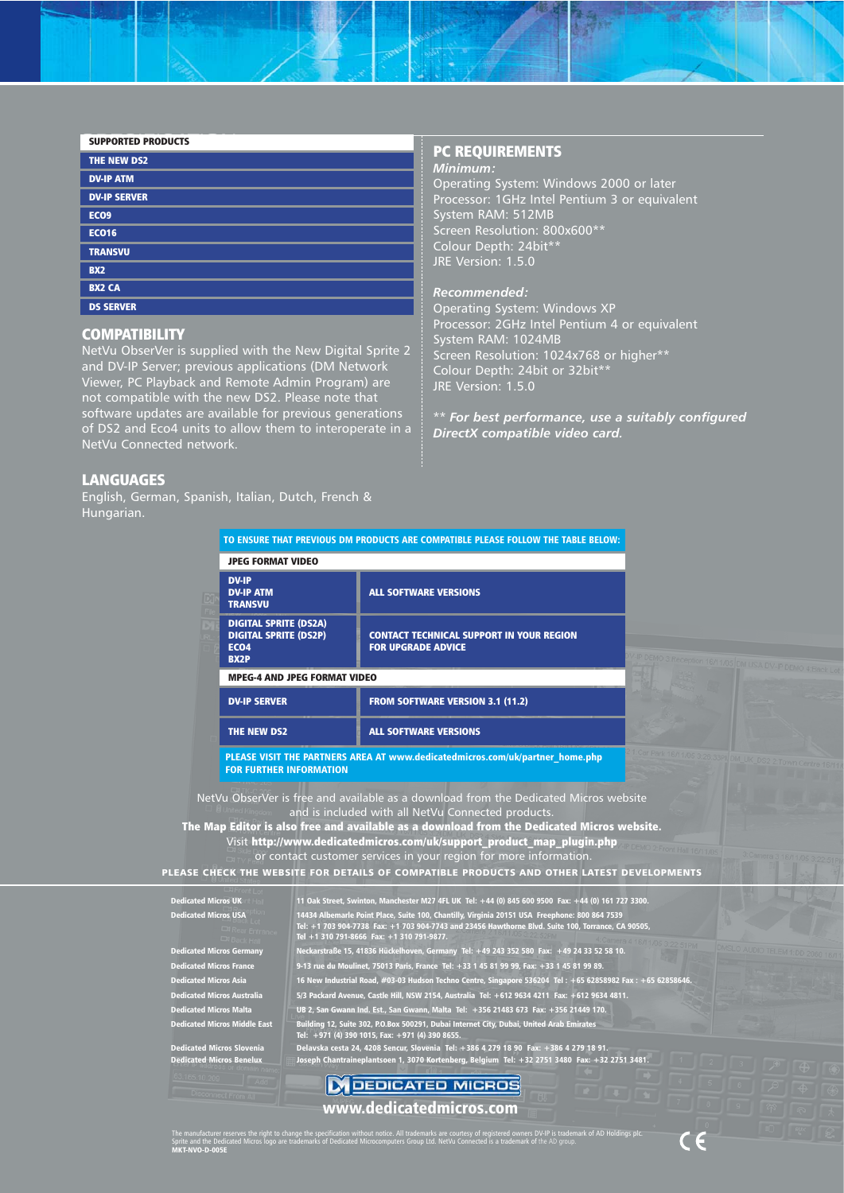| SUPPORTED PRODUCTS |
|---|
| THE NEW DS2 |
| DV-IP ATM |
| DV-IP SERVER |
| ECO9 |
| ECO16 |
| TRANSVU |
| BX2 |
| BX2 CA |
| DS SERVER |

## COMPATIBILITY

NetVu ObserVer is supplied with the New Digital Sprite 2 and DV-IP Server; previous applications (DM Network Viewer, PC Playback and Remote Admin Program) are not compatible with the new DS2. Please note that software updates are available for previous generations of DS2 and Eco4 units to allow them to interoperate in a NetVu Connected network.

## LANGUAGES

English, German, Spanish, Italian, Dutch, French & Hungarian.

## PC REQUIREMENTS

*Minimum:*
Operating System: Windows 2000 or later
Processor: 1GHz Intel Pentium 3 or equivalent
System RAM: 512MB
Screen Resolution: 800x600**
Colour Depth: 24bit**
JRE Version: 1.5.0

*Recommended:*
Operating System: Windows XP
Processor: 2GHz Intel Pentium 4 or equivalent
System RAM: 1024MB
Screen Resolution: 1024x768 or higher**
Colour Depth: 24bit or 32bit**
JRE Version: 1.5.0

** *For best performance, use a suitably configured DirectX compatible video card.*

**TO ENSURE THAT PREVIOUS DM PRODUCTS ARE COMPATIBLE PLEASE FOLLOW THE TABLE BELOW:**

| | |
|---|---|
| **JPEG FORMAT VIDEO** | |
| DV-IP<br>DV-IP ATM<br>TRANSVU | ALL SOFTWARE VERSIONS |
| DIGITAL SPRITE (DS2A)<br>DIGITAL SPRITE (DS2P)<br>ECO4<br>BX2P | CONTACT TECHNICAL SUPPORT IN YOUR REGION FOR UPGRADE ADVICE |
| **MPEG-4 AND JPEG FORMAT VIDEO** | |
| DV-IP SERVER | FROM SOFTWARE VERSION 3.1 (11.2) |
| THE NEW DS2 | ALL SOFTWARE VERSIONS |

**PLEASE VISIT THE PARTNERS AREA AT www.dedicatedmicros.com/uk/partner_home.php FOR FURTHER INFORMATION**

NetVu ObserVer is free and available as a download from the Dedicated Micros website and is included with all NetVu Connected products.
**The Map Editor is also free and available as a download from the Dedicated Micros website.**
Visit **http://www.dedicatedmicros.com/uk/support_product_map_plugin.php** or contact customer services in your region for more information.

**PLEASE CHECK THE WEBSITE FOR DETAILS OF COMPATIBLE PRODUCTS AND OTHER LATEST DEVELOPMENTS**

| | |
|---|---|
| Dedicated Micros UK | 11 Oak Street, Swinton, Manchester M27 4FL UK Tel: +44 (0) 845 600 9500 Fax: +44 (0) 161 727 3300. |
| Dedicated Micros USA | 14434 Albemarle Point Place, Suite 100, Chantilly, Virginia 20151 USA Freephone: 800 864 7539 Tel: +1 703 904-7738 Fax: +1 703 904-7743 and 23456 Hawthorne Blvd. Suite 100, Torrance, CA 90505, Tel +1 310 791-8666 Fax: +1 310 791-9877. |
| Dedicated Micros Germany | Neckarstraße 15, 41836 Hückelhoven, Germany Tel: +49 243 352 580 Fax: +49 24 33 52 58 10. |
| Dedicated Micros France | 9-13 rue du Moulinet, 75013 Paris, France Tel: +33 1 45 81 99 99, Fax: +33 1 45 81 99 89. |
| Dedicated Micros Asia | 16 New Industrial Road, #03-03 Hudson Techno Centre, Singapore 536204 Tel : +65 62858982 Fax : +65 62858646. |
| Dedicated Micros Australia | 5/3 Packard Avenue, Castle Hill, NSW 2154, Australia Tel: +612 9634 4211 Fax: +612 9634 4811. |
| Dedicated Micros Malta | UB 2, San Gwann Ind. Est., San Gwann, Malta Tel: +356 21483 673 Fax: +356 21449 170. |
| Dedicated Micros Middle East | Building 12, Suite 302, P.O.Box 500291, Dubai Internet City, Dubai, United Arab Emirates Tel: +971 (4) 390 1015, Fax: +971 (4) 390 8655. |
| Dedicated Micros Slovenia | Delavska cesta 24, 4208 Sencur, Slovenia Tel: +386 4 279 18 90 Fax: +386 4 279 18 91. |
| Dedicated Micros Benelux | Joseph Chantraineplantsoen 1, 3070 Kortenberg, Belgium Tel: +32 2751 3480 Fax: +32 2751 3481. |

DEDICATED MICROS
**www.dedicatedmicros.com**

The manufacturer reserves the right to change the specification without notice. All trademarks are courtesy of registered owners DV-IP is trademark of AD Holdings plc. Sprite and the Dedicated Micros logo are trademarks of Dedicated Microcomputers Group Ltd. NetVu Connected is a trademark of the AD group.
MKT-NVO-D-005E